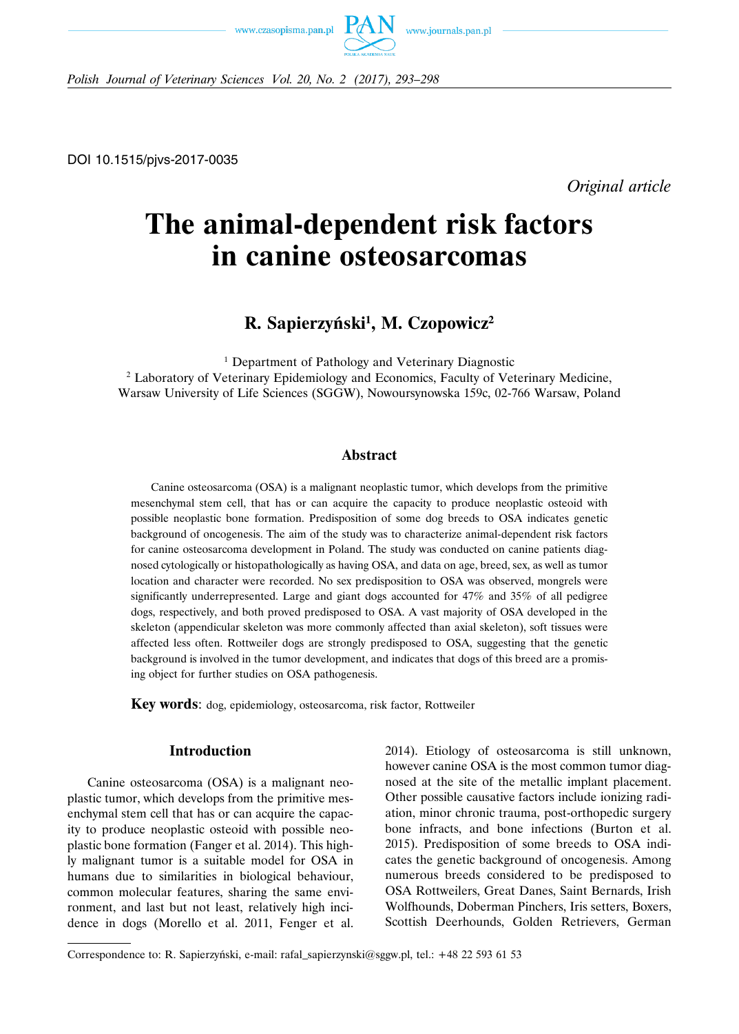DOI 10.1515/pjvs-2017-0035

*Original article*

# The animal-dependent risk factors in canine osteosarcomas

## R. Sapierzyński[1], M. Czopowicz[2]

[1] Department of Pathology and Veterinary Diagnostic
[2] Laboratory of Veterinary Epidemiology and Economics, Faculty of Veterinary Medicine, Warsaw University of Life Sciences (SGGW), Nowoursynowska 159c, 02-766 Warsaw, Poland

### Abstract

Canine osteosarcoma (OSA) is a malignant neoplastic tumor, which develops from the primitive mesenchymal stem cell, that has or can acquire the capacity to produce neoplastic osteoid with possible neoplastic bone formation. Predisposition of some dog breeds to OSA indicates genetic background of oncogenesis. The aim of the study was to characterize animal-dependent risk factors for canine osteosarcoma development in Poland. The study was conducted on canine patients diagnosed cytologically or histopathologically as having OSA, and data on age, breed, sex, as well as tumor location and character were recorded. No sex predisposition to OSA was observed, mongrels were significantly underrepresented. Large and giant dogs accounted for 47% and 35% of all pedigree dogs, respectively, and both proved predisposed to OSA. A vast majority of OSA developed in the skeleton (appendicular skeleton was more commonly affected than axial skeleton), soft tissues were affected less often. Rottweiler dogs are strongly predisposed to OSA, suggesting that the genetic background is involved in the tumor development, and indicates that dogs of this breed are a promising object for further studies on OSA pathogenesis.

**Key words**: dog, epidemiology, osteosarcoma, risk factor, Rottweiler

### Introduction

Canine osteosarcoma (OSA) is a malignant neoplastic tumor, which develops from the primitive mesenchymal stem cell that has or can acquire the capacity to produce neoplastic osteoid with possible neoplastic bone formation (Fanger et al. 2014). This highly malignant tumor is a suitable model for OSA in humans due to similarities in biological behaviour, common molecular features, sharing the same environment, and last but not least, relatively high incidence in dogs (Morello et al. 2011, Fenger et al. 2014). Etiology of osteosarcoma is still unknown, however canine OSA is the most common tumor diagnosed at the site of the metallic implant placement. Other possible causative factors include ionizing radiation, minor chronic trauma, post-orthopedic surgery bone infracts, and bone infections (Burton et al. 2015). Predisposition of some breeds to OSA indicates the genetic background of oncogenesis. Among numerous breeds considered to be predisposed to OSA Rottweilers, Great Danes, Saint Bernards, Irish Wolfhounds, Doberman Pinchers, Iris setters, Boxers, Scottish Deerhounds, Golden Retrievers, German

Correspondence to: R. Sapierzyński, e-mail: rafal_sapierzynski@sggw.pl, tel.: +48 22 593 61 53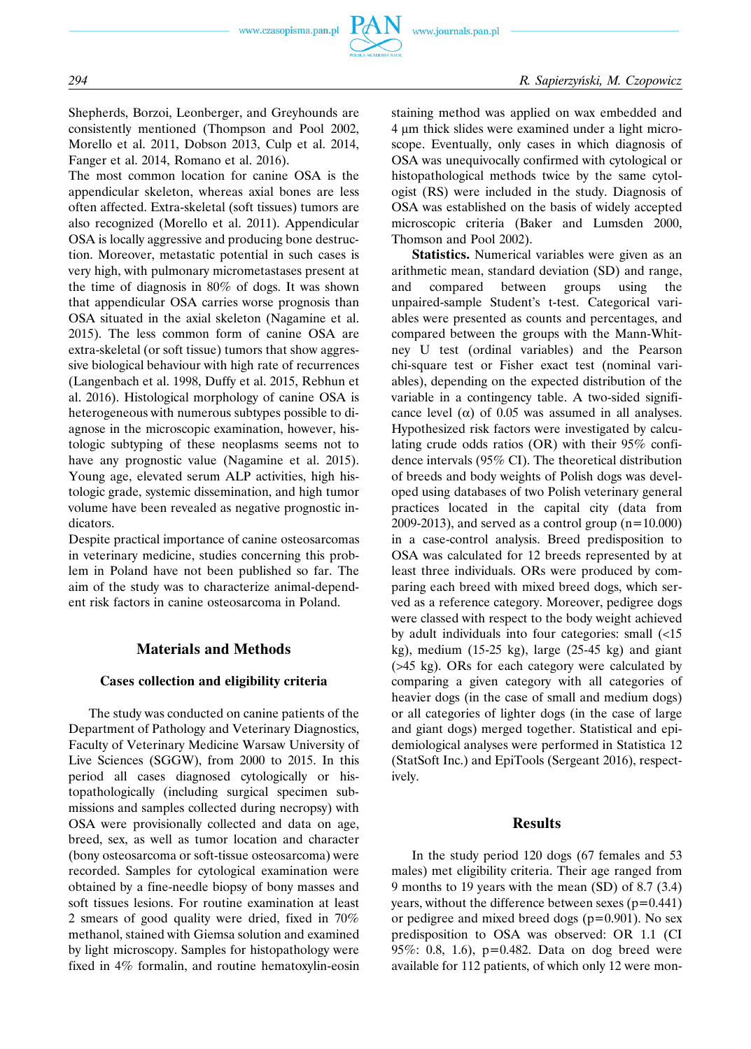Shepherds, Borzoi, Leonberger, and Greyhounds are consistently mentioned (Thompson and Pool 2002, Morello et al. 2011, Dobson 2013, Culp et al. 2014, Fanger et al. 2014, Romano et al. 2016).

The most common location for canine OSA is the appendicular skeleton, whereas axial bones are less often affected. Extra-skeletal (soft tissues) tumors are also recognized (Morello et al. 2011). Appendicular OSA is locally aggressive and producing bone destruction. Moreover, metastatic potential in such cases is very high, with pulmonary micrometastases present at the time of diagnosis in 80% of dogs. It was shown that appendicular OSA carries worse prognosis than OSA situated in the axial skeleton (Nagamine et al. 2015). The less common form of canine OSA are extra-skeletal (or soft tissue) tumors that show aggressive biological behaviour with high rate of recurrences (Langenbach et al. 1998, Duffy et al. 2015, Rebhun et al. 2016). Histological morphology of canine OSA is heterogeneous with numerous subtypes possible to diagnose in the microscopic examination, however, histologic subtyping of these neoplasms seems not to have any prognostic value (Nagamine et al. 2015). Young age, elevated serum ALP activities, high histologic grade, systemic dissemination, and high tumor volume have been revealed as negative prognostic indicators.

Despite practical importance of canine osteosarcomas in veterinary medicine, studies concerning this problem in Poland have not been published so far. The aim of the study was to characterize animal-dependent risk factors in canine osteosarcoma in Poland.

## Materials and Methods

### Cases collection and eligibility criteria

The study was conducted on canine patients of the Department of Pathology and Veterinary Diagnostics, Faculty of Veterinary Medicine Warsaw University of Live Sciences (SGGW), from 2000 to 2015. In this period all cases diagnosed cytologically or histopathologically (including surgical specimen submissions and samples collected during necropsy) with OSA were provisionally collected and data on age, breed, sex, as well as tumor location and character (bony osteosarcoma or soft-tissue osteosarcoma) were recorded. Samples for cytological examination were obtained by a fine-needle biopsy of bony masses and soft tissues lesions. For routine examination at least 2 smears of good quality were dried, fixed in 70% methanol, stained with Giemsa solution and examined by light microscopy. Samples for histopathology were fixed in 4% formalin, and routine hematoxylin-eosin staining method was applied on wax embedded and 4 μm thick slides were examined under a light microscope. Eventually, only cases in which diagnosis of OSA was unequivocally confirmed with cytological or histopathological methods twice by the same cytologist (RS) were included in the study. Diagnosis of OSA was established on the basis of widely accepted microscopic criteria (Baker and Lumsden 2000, Thomson and Pool 2002).

**Statistics.** Numerical variables were given as an arithmetic mean, standard deviation (SD) and range, and compared between groups using the unpaired-sample Student's t-test. Categorical variables were presented as counts and percentages, and compared between the groups with the Mann-Whitney U test (ordinal variables) and the Pearson chi-square test or Fisher exact test (nominal variables), depending on the expected distribution of the variable in a contingency table. A two-sided significance level (α) of 0.05 was assumed in all analyses. Hypothesized risk factors were investigated by calculating crude odds ratios (OR) with their 95% confidence intervals (95% CI). The theoretical distribution of breeds and body weights of Polish dogs was developed using databases of two Polish veterinary general practices located in the capital city (data from 2009-2013), and served as a control group (n=10.000) in a case-control analysis. Breed predisposition to OSA was calculated for 12 breeds represented by at least three individuals. ORs were produced by comparing each breed with mixed breed dogs, which served as a reference category. Moreover, pedigree dogs were classed with respect to the body weight achieved by adult individuals into four categories: small (<15 kg), medium (15-25 kg), large (25-45 kg) and giant (>45 kg). ORs for each category were calculated by comparing a given category with all categories of heavier dogs (in the case of small and medium dogs) or all categories of lighter dogs (in the case of large and giant dogs) merged together. Statistical and epidemiological analyses were performed in Statistica 12 (StatSoft Inc.) and EpiTools (Sergeant 2016), respectively.

## Results

In the study period 120 dogs (67 females and 53 males) met eligibility criteria. Their age ranged from 9 months to 19 years with the mean (SD) of 8.7 (3.4) years, without the difference between sexes (p=0.441) or pedigree and mixed breed dogs (p=0.901). No sex predisposition to OSA was observed: OR 1.1 (CI 95%: 0.8, 1.6), p=0.482. Data on dog breed were available for 112 patients, of which only 12 were mon-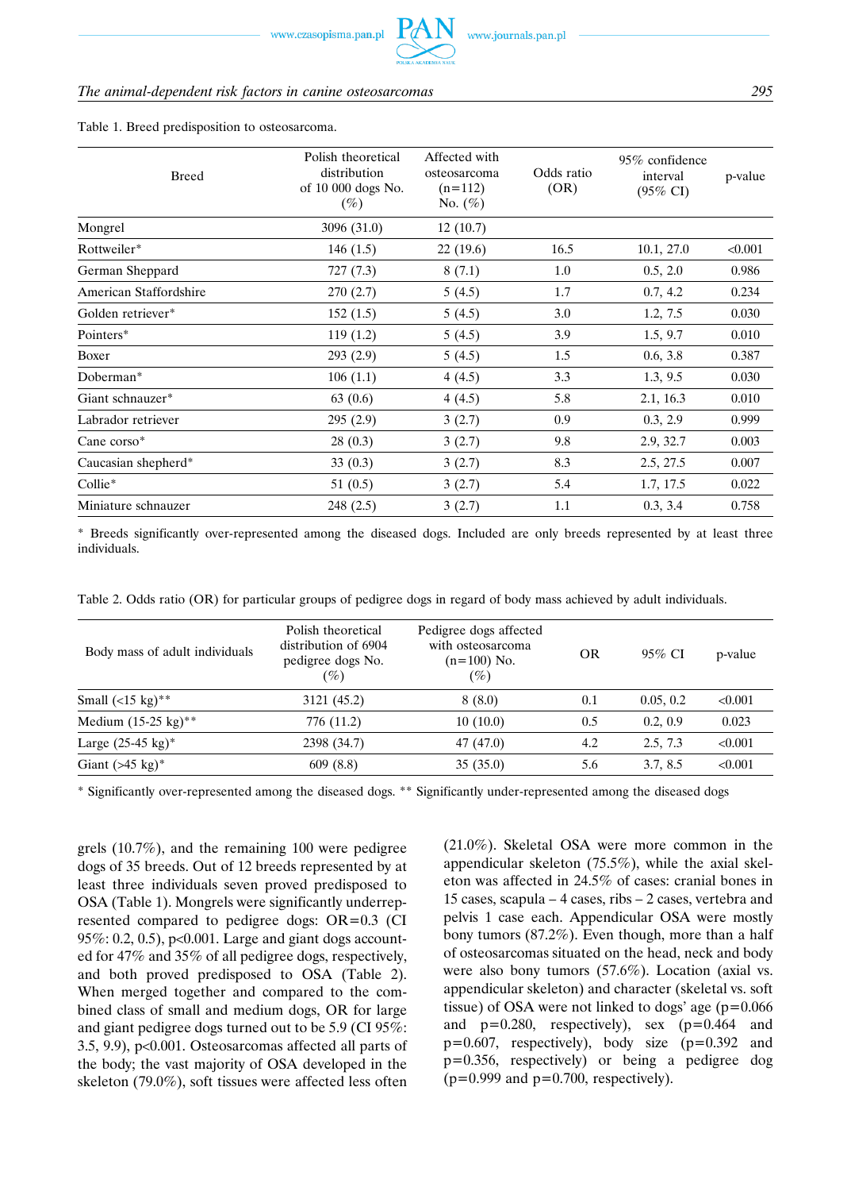Table 1. Breed predisposition to osteosarcoma.

| Breed | Polish theoretical distribution of 10 000 dogs No. (%) | Affected with osteosarcoma (n=112) No. (%) | Odds ratio (OR) | 95% confidence interval (95% CI) | p-value |
|---|---|---|---|---|---|
| Mongrel | 3096 (31.0) | 12 (10.7) | | | |
| Rottweiler* | 146 (1.5) | 22 (19.6) | 16.5 | 10.1, 27.0 | <0.001 |
| German Sheppard | 727 (7.3) | 8 (7.1) | 1.0 | 0.5, 2.0 | 0.986 |
| American Staffordshire | 270 (2.7) | 5 (4.5) | 1.7 | 0.7, 4.2 | 0.234 |
| Golden retriever* | 152 (1.5) | 5 (4.5) | 3.0 | 1.2, 7.5 | 0.030 |
| Pointers* | 119 (1.2) | 5 (4.5) | 3.9 | 1.5, 9.7 | 0.010 |
| Boxer | 293 (2.9) | 5 (4.5) | 1.5 | 0.6, 3.8 | 0.387 |
| Doberman* | 106 (1.1) | 4 (4.5) | 3.3 | 1.3, 9.5 | 0.030 |
| Giant schnauzer* | 63 (0.6) | 4 (4.5) | 5.8 | 2.1, 16.3 | 0.010 |
| Labrador retriever | 295 (2.9) | 3 (2.7) | 0.9 | 0.3, 2.9 | 0.999 |
| Cane corso* | 28 (0.3) | 3 (2.7) | 9.8 | 2.9, 32.7 | 0.003 |
| Caucasian shepherd* | 33 (0.3) | 3 (2.7) | 8.3 | 2.5, 27.5 | 0.007 |
| Collie* | 51 (0.5) | 3 (2.7) | 5.4 | 1.7, 17.5 | 0.022 |
| Miniature schnauzer | 248 (2.5) | 3 (2.7) | 1.1 | 0.3, 3.4 | 0.758 |

* Breeds significantly over-represented among the diseased dogs. Included are only breeds represented by at least three individuals.

Table 2. Odds ratio (OR) for particular groups of pedigree dogs in regard of body mass achieved by adult individuals.

| Body mass of adult individuals | Polish theoretical distribution of 6904 pedigree dogs No. (%) | Pedigree dogs affected with osteosarcoma (n=100) No. (%) | OR | 95% CI | p-value |
|---|---|---|---|---|---|
| Small (<15 kg)** | 3121 (45.2) | 8 (8.0) | 0.1 | 0.05, 0.2 | <0.001 |
| Medium (15-25 kg)** | 776 (11.2) | 10 (10.0) | 0.5 | 0.2, 0.9 | 0.023 |
| Large (25-45 kg)* | 2398 (34.7) | 47 (47.0) | 4.2 | 2.5, 7.3 | <0.001 |
| Giant (>45 kg)* | 609 (8.8) | 35 (35.0) | 5.6 | 3.7, 8.5 | <0.001 |

* Significantly over-represented among the diseased dogs. ** Significantly under-represented among the diseased dogs

grels (10.7%), and the remaining 100 were pedigree dogs of 35 breeds. Out of 12 breeds represented by at least three individuals seven proved predisposed to OSA (Table 1). Mongrels were significantly underrepresented compared to pedigree dogs: OR=0.3 (CI 95%: 0.2, 0.5), p<0.001. Large and giant dogs accounted for 47% and 35% of all pedigree dogs, respectively, and both proved predisposed to OSA (Table 2). When merged together and compared to the combined class of small and medium dogs, OR for large and giant pedigree dogs turned out to be 5.9 (CI 95%: 3.5, 9.9), p<0.001. Osteosarcomas affected all parts of the body; the vast majority of OSA developed in the skeleton (79.0%), soft tissues were affected less often (21.0%). Skeletal OSA were more common in the appendicular skeleton (75.5%), while the axial skeleton was affected in 24.5% of cases: cranial bones in 15 cases, scapula – 4 cases, ribs – 2 cases, vertebra and pelvis 1 case each. Appendicular OSA were mostly bony tumors (87.2%). Even though, more than a half of osteosarcomas situated on the head, neck and body were also bony tumors (57.6%). Location (axial vs. appendicular skeleton) and character (skeletal vs. soft tissue) of OSA were not linked to dogs' age (p=0.066 and p=0.280, respectively), sex (p=0.464 and p=0.607, respectively), body size (p=0.392 and p=0.356, respectively) or being a pedigree dog (p=0.999 and p=0.700, respectively).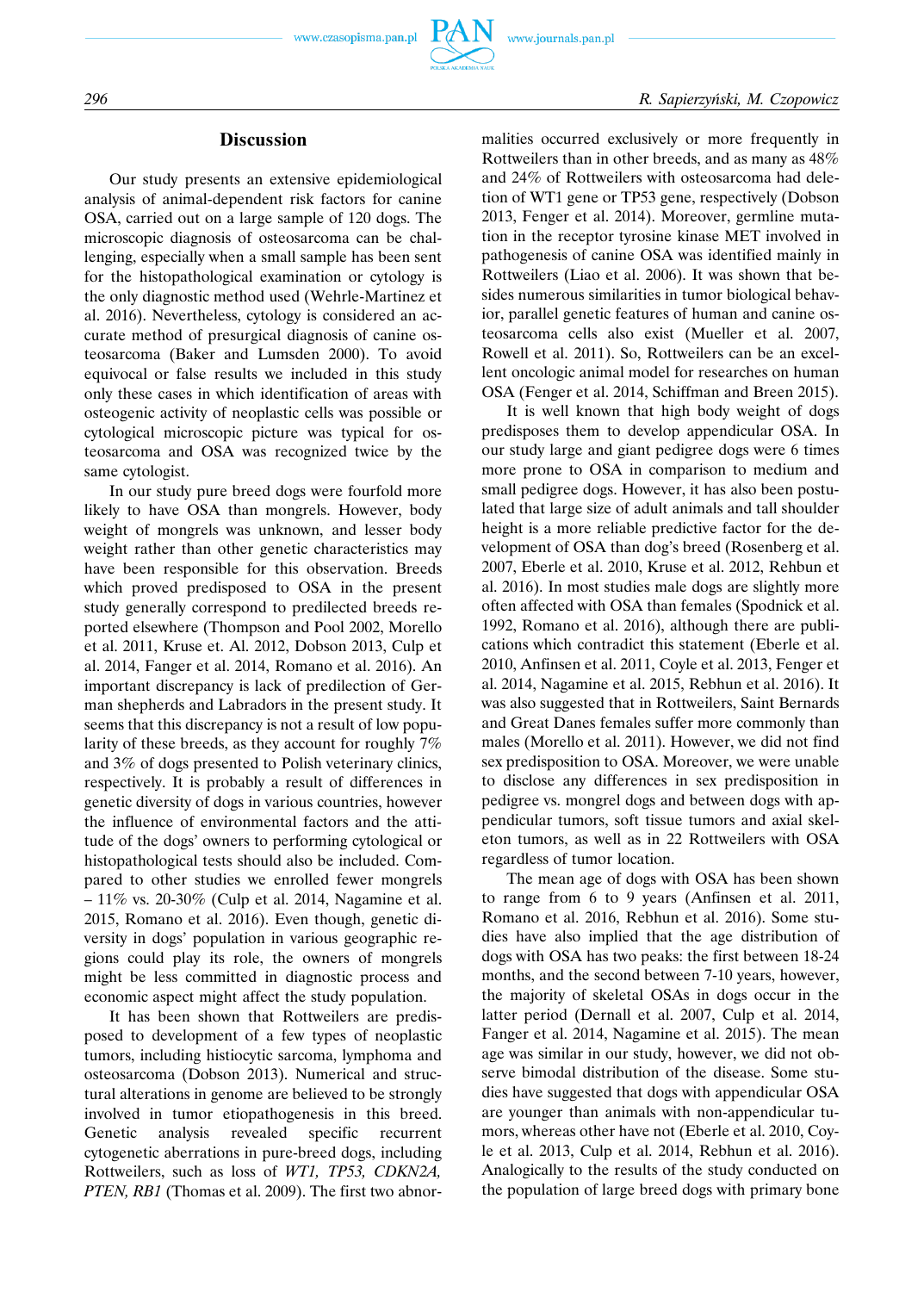## Discussion

Our study presents an extensive epidemiological analysis of animal-dependent risk factors for canine OSA, carried out on a large sample of 120 dogs. The microscopic diagnosis of osteosarcoma can be challenging, especially when a small sample has been sent for the histopathological examination or cytology is the only diagnostic method used (Wehrle-Martinez et al. 2016). Nevertheless, cytology is considered an accurate method of presurgical diagnosis of canine osteosarcoma (Baker and Lumsden 2000). To avoid equivocal or false results we included in this study only these cases in which identification of areas with osteogenic activity of neoplastic cells was possible or cytological microscopic picture was typical for osteosarcoma and OSA was recognized twice by the same cytologist.

In our study pure breed dogs were fourfold more likely to have OSA than mongrels. However, body weight of mongrels was unknown, and lesser body weight rather than other genetic characteristics may have been responsible for this observation. Breeds which proved predisposed to OSA in the present study generally correspond to predilected breeds reported elsewhere (Thompson and Pool 2002, Morello et al. 2011, Kruse et. Al. 2012, Dobson 2013, Culp et al. 2014, Fanger et al. 2014, Romano et al. 2016). An important discrepancy is lack of predilection of German shepherds and Labradors in the present study. It seems that this discrepancy is not a result of low popularity of these breeds, as they account for roughly 7% and 3% of dogs presented to Polish veterinary clinics, respectively. It is probably a result of differences in genetic diversity of dogs in various countries, however the influence of environmental factors and the attitude of the dogs' owners to performing cytological or histopathological tests should also be included. Compared to other studies we enrolled fewer mongrels – 11% vs. 20-30% (Culp et al. 2014, Nagamine et al. 2015, Romano et al. 2016). Even though, genetic diversity in dogs' population in various geographic regions could play its role, the owners of mongrels might be less committed in diagnostic process and economic aspect might affect the study population.

It has been shown that Rottweilers are predisposed to development of a few types of neoplastic tumors, including histiocytic sarcoma, lymphoma and osteosarcoma (Dobson 2013). Numerical and structural alterations in genome are believed to be strongly involved in tumor etiopathogenesis in this breed. Genetic analysis revealed specific recurrent cytogenetic aberrations in pure-breed dogs, including Rottweilers, such as loss of *WT1, TP53, CDKN2A, PTEN, RB1* (Thomas et al. 2009). The first two abnormalities occurred exclusively or more frequently in Rottweilers than in other breeds, and as many as 48% and 24% of Rottweilers with osteosarcoma had deletion of WT1 gene or TP53 gene, respectively (Dobson 2013, Fenger et al. 2014). Moreover, germline mutation in the receptor tyrosine kinase MET involved in pathogenesis of canine OSA was identified mainly in Rottweilers (Liao et al. 2006). It was shown that besides numerous similarities in tumor biological behavior, parallel genetic features of human and canine osteosarcoma cells also exist (Mueller et al. 2007, Rowell et al. 2011). So, Rottweilers can be an excellent oncologic animal model for researches on human OSA (Fenger et al. 2014, Schiffman and Breen 2015).

It is well known that high body weight of dogs predisposes them to develop appendicular OSA. In our study large and giant pedigree dogs were 6 times more prone to OSA in comparison to medium and small pedigree dogs. However, it has also been postulated that large size of adult animals and tall shoulder height is a more reliable predictive factor for the development of OSA than dog's breed (Rosenberg et al. 2007, Eberle et al. 2010, Kruse et al. 2012, Rehbun et al. 2016). In most studies male dogs are slightly more often affected with OSA than females (Spodnick et al. 1992, Romano et al. 2016), although there are publications which contradict this statement (Eberle et al. 2010, Anfinsen et al. 2011, Coyle et al. 2013, Fenger et al. 2014, Nagamine et al. 2015, Rebhun et al. 2016). It was also suggested that in Rottweilers, Saint Bernards and Great Danes females suffer more commonly than males (Morello et al. 2011). However, we did not find sex predisposition to OSA. Moreover, we were unable to disclose any differences in sex predisposition in pedigree vs. mongrel dogs and between dogs with appendicular tumors, soft tissue tumors and axial skeleton tumors, as well as in 22 Rottweilers with OSA regardless of tumor location.

The mean age of dogs with OSA has been shown to range from 6 to 9 years (Anfinsen et al. 2011, Romano et al. 2016, Rebhun et al. 2016). Some studies have also implied that the age distribution of dogs with OSA has two peaks: the first between 18-24 months, and the second between 7-10 years, however, the majority of skeletal OSAs in dogs occur in the latter period (Dernall et al. 2007, Culp et al. 2014, Fanger et al. 2014, Nagamine et al. 2015). The mean age was similar in our study, however, we did not observe bimodal distribution of the disease. Some studies have suggested that dogs with appendicular OSA are younger than animals with non-appendicular tumors, whereas other have not (Eberle et al. 2010, Coyle et al. 2013, Culp et al. 2014, Rebhun et al. 2016). Analogically to the results of the study conducted on the population of large breed dogs with primary bone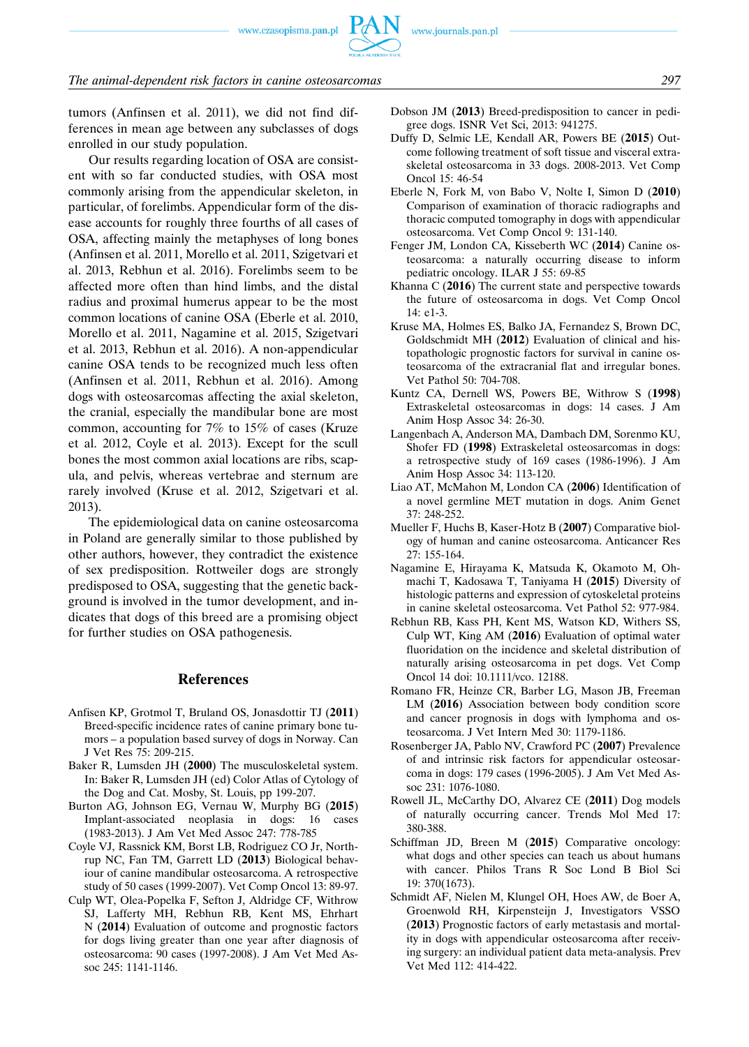tumors (Anfinsen et al. 2011), we did not find differences in mean age between any subclasses of dogs enrolled in our study population.

Our results regarding location of OSA are consistent with so far conducted studies, with OSA most commonly arising from the appendicular skeleton, in particular, of forelimbs. Appendicular form of the disease accounts for roughly three fourths of all cases of OSA, affecting mainly the metaphyses of long bones (Anfinsen et al. 2011, Morello et al. 2011, Szigetvari et al. 2013, Rebhun et al. 2016). Forelimbs seem to be affected more often than hind limbs, and the distal radius and proximal humerus appear to be the most common locations of canine OSA (Eberle et al. 2010, Morello et al. 2011, Nagamine et al. 2015, Szigetvari et al. 2013, Rebhun et al. 2016). A non-appendicular canine OSA tends to be recognized much less often (Anfinsen et al. 2011, Rebhun et al. 2016). Among dogs with osteosarcomas affecting the axial skeleton, the cranial, especially the mandibular bone are most common, accounting for 7% to 15% of cases (Kruze et al. 2012, Coyle et al. 2013). Except for the scull bones the most common axial locations are ribs, scapula, and pelvis, whereas vertebrae and sternum are rarely involved (Kruse et al. 2012, Szigetvari et al. 2013).

The epidemiological data on canine osteosarcoma in Poland are generally similar to those published by other authors, however, they contradict the existence of sex predisposition. Rottweiler dogs are strongly predisposed to OSA, suggesting that the genetic background is involved in the tumor development, and indicates that dogs of this breed are a promising object for further studies on OSA pathogenesis.

## References

Anfisen KP, Grotmol T, Bruland OS, Jonasdottir TJ (**2011**) Breed-specific incidence rates of canine primary bone tumors – a population based survey of dogs in Norway. Can J Vet Res 75: 209-215.

Baker R, Lumsden JH (**2000**) The musculoskeletal system. In: Baker R, Lumsden JH (ed) Color Atlas of Cytology of the Dog and Cat. Mosby, St. Louis, pp 199-207.

Burton AG, Johnson EG, Vernau W, Murphy BG (**2015**) Implant-associated neoplasia in dogs: 16 cases (1983-2013). J Am Vet Med Assoc 247: 778-785

Coyle VJ, Rassnick KM, Borst LB, Rodriguez CO Jr, Northrup NC, Fan TM, Garrett LD (**2013**) Biological behaviour of canine mandibular osteosarcoma. A retrospective study of 50 cases (1999-2007). Vet Comp Oncol 13: 89-97.

Culp WT, Olea-Popelka F, Sefton J, Aldridge CF, Withrow SJ, Lafferty MH, Rebhun RB, Kent MS, Ehrhart N (**2014**) Evaluation of outcome and prognostic factors for dogs living greater than one year after diagnosis of osteosarcoma: 90 cases (1997-2008). J Am Vet Med Assoc 245: 1141-1146.

Dobson JM (**2013**) Breed-predisposition to cancer in pedigree dogs. ISNR Vet Sci, 2013: 941275.

Duffy D, Selmic LE, Kendall AR, Powers BE (**2015**) Outcome following treatment of soft tissue and visceral extraskeletal osteosarcoma in 33 dogs. 2008-2013. Vet Comp Oncol 15: 46-54

Eberle N, Fork M, von Babo V, Nolte I, Simon D (**2010**) Comparison of examination of thoracic radiographs and thoracic computed tomography in dogs with appendicular osteosarcoma. Vet Comp Oncol 9: 131-140.

Fenger JM, London CA, Kisseberth WC (**2014**) Canine osteosarcoma: a naturally occurring disease to inform pediatric oncology. ILAR J 55: 69-85

Khanna C (**2016**) The current state and perspective towards the future of osteosarcoma in dogs. Vet Comp Oncol 14: e1-3.

Kruse MA, Holmes ES, Balko JA, Fernandez S, Brown DC, Goldschmidt MH (**2012**) Evaluation of clinical and histopathologic prognostic factors for survival in canine osteosarcoma of the extracranial flat and irregular bones. Vet Pathol 50: 704-708.

Kuntz CA, Dernell WS, Powers BE, Withrow S (**1998**) Extraskeletal osteosarcomas in dogs: 14 cases. J Am Anim Hosp Assoc 34: 26-30.

Langenbach A, Anderson MA, Dambach DM, Sorenmo KU, Shofer FD (**1998**) Extraskeletal osteosarcomas in dogs: a retrospective study of 169 cases (1986-1996). J Am Anim Hosp Assoc 34: 113-120.

Liao AT, McMahon M, London CA (**2006**) Identification of a novel germline MET mutation in dogs. Anim Genet 37: 248-252.

Mueller F, Huchs B, Kaser-Hotz B (**2007**) Comparative biology of human and canine osteosarcoma. Anticancer Res 27: 155-164.

Nagamine E, Hirayama K, Matsuda K, Okamoto M, Ohmachi T, Kadosawa T, Taniyama H (**2015**) Diversity of histologic patterns and expression of cytoskeletal proteins in canine skeletal osteosarcoma. Vet Pathol 52: 977-984.

Rebhun RB, Kass PH, Kent MS, Watson KD, Withers SS, Culp WT, King AM (**2016**) Evaluation of optimal water fluoridation on the incidence and skeletal distribution of naturally arising osteosarcoma in pet dogs. Vet Comp Oncol 14 doi: 10.1111/vco. 12188.

Romano FR, Heinze CR, Barber LG, Mason JB, Freeman LM (**2016**) Association between body condition score and cancer prognosis in dogs with lymphoma and osteosarcoma. J Vet Intern Med 30: 1179-1186.

Rosenberger JA, Pablo NV, Crawford PC (**2007**) Prevalence of and intrinsic risk factors for appendicular osteosarcoma in dogs: 179 cases (1996-2005). J Am Vet Med Assoc 231: 1076-1080.

Rowell JL, McCarthy DO, Alvarez CE (**2011**) Dog models of naturally occurring cancer. Trends Mol Med 17: 380-388.

Schiffman JD, Breen M (**2015**) Comparative oncology: what dogs and other species can teach us about humans with cancer. Philos Trans R Soc Lond B Biol Sci 19: 370(1673).

Schmidt AF, Nielen M, Klungel OH, Hoes AW, de Boer A, Groenwold RH, Kirpensteijn J, Investigators VSSO (**2013**) Prognostic factors of early metastasis and mortality in dogs with appendicular osteosarcoma after receiving surgery: an individual patient data meta-analysis. Prev Vet Med 112: 414-422.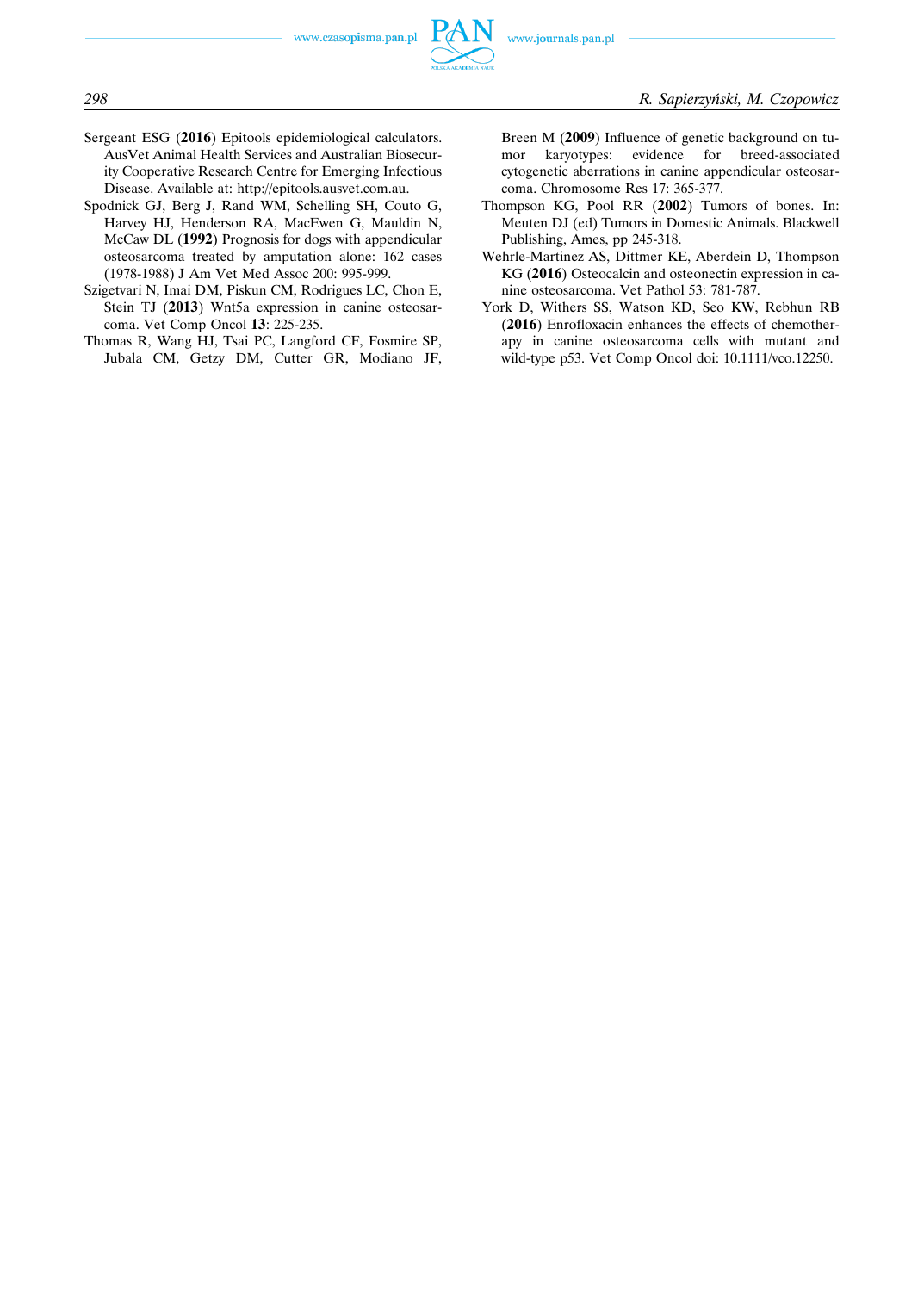Sergeant ESG (**2016**) Epitools epidemiological calculators. AusVet Animal Health Services and Australian Biosecurity Cooperative Research Centre for Emerging Infectious Disease. Available at: http://epitools.ausvet.com.au.

Spodnick GJ, Berg J, Rand WM, Schelling SH, Couto G, Harvey HJ, Henderson RA, MacEwen G, Mauldin N, McCaw DL (**1992**) Prognosis for dogs with appendicular osteosarcoma treated by amputation alone: 162 cases (1978-1988) J Am Vet Med Assoc 200: 995-999.

Szigetvari N, Imai DM, Piskun CM, Rodrigues LC, Chon E, Stein TJ (**2013**) Wnt5a expression in canine osteosarcoma. Vet Comp Oncol **13**: 225-235.

Thomas R, Wang HJ, Tsai PC, Langford CF, Fosmire SP, Jubala CM, Getzy DM, Cutter GR, Modiano JF, Breen M (**2009**) Influence of genetic background on tumor karyotypes: evidence for breed-associated cytogenetic aberrations in canine appendicular osteosarcoma. Chromosome Res 17: 365-377.

Thompson KG, Pool RR (**2002**) Tumors of bones. In: Meuten DJ (ed) Tumors in Domestic Animals. Blackwell Publishing, Ames, pp 245-318.

Wehrle-Martinez AS, Dittmer KE, Aberdein D, Thompson KG (**2016**) Osteocalcin and osteonectin expression in canine osteosarcoma. Vet Pathol 53: 781-787.

York D, Withers SS, Watson KD, Seo KW, Rebhun RB (**2016**) Enrofloxacin enhances the effects of chemotherapy in canine osteosarcoma cells with mutant and wild-type p53. Vet Comp Oncol doi: 10.1111/vco.12250.